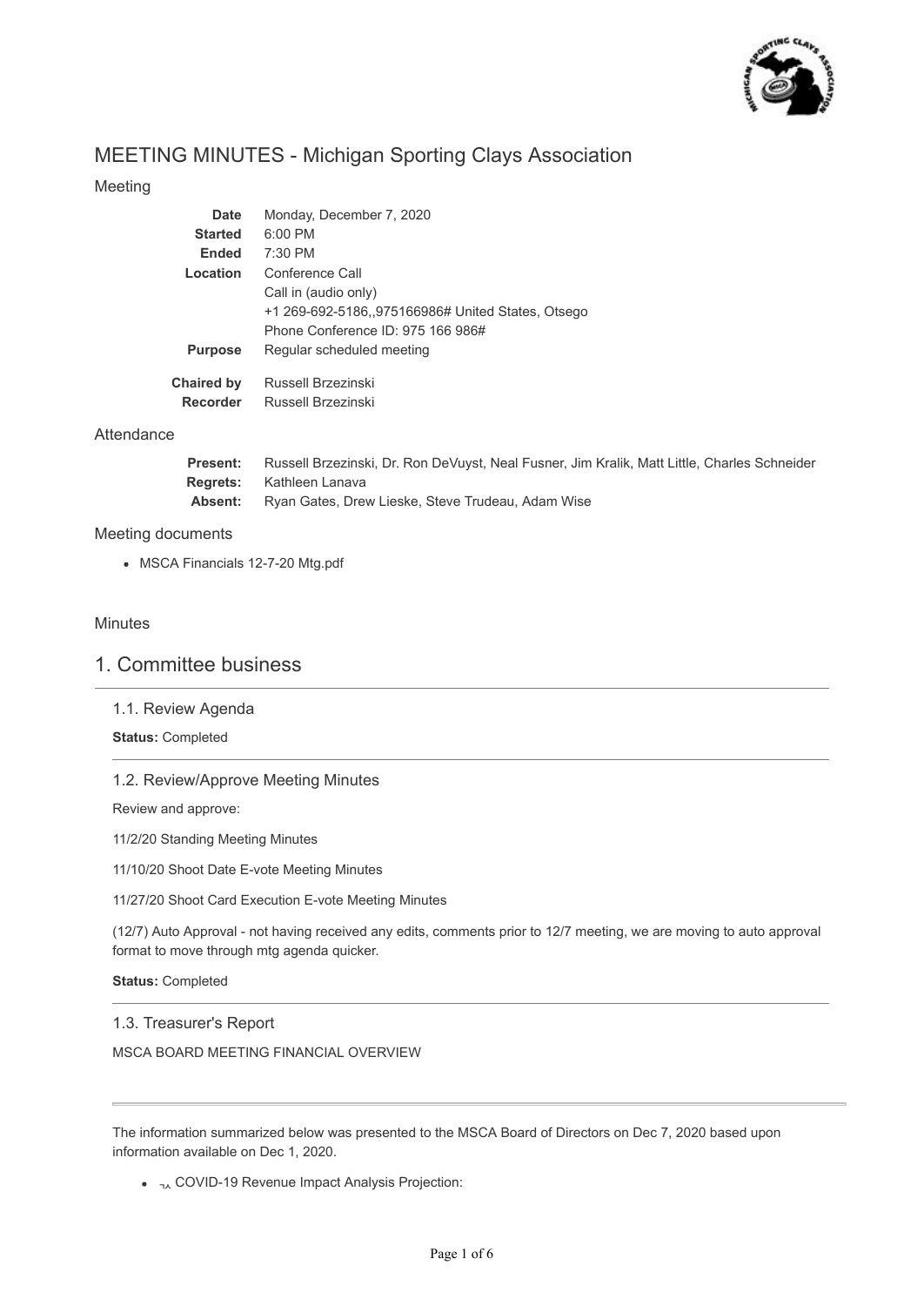# MEETING MINUTES - Michigan Sporting Clays Association

## Meeting

| | |
|---|---|
| **Date** | Monday, December 7, 2020 |
| **Started** | 6:00 PM |
| **Ended** | 7:30 PM |
| **Location** | Conference Call<br>Call in (audio only)<br>+1 269-692-5186,,975166986# United States, Otsego<br>Phone Conference ID: 975 166 986# |
| **Purpose** | Regular scheduled meeting |
| **Chaired by** | Russell Brzezinski |
| **Recorder** | Russell Brzezinski |

## Attendance

| | |
|---|---|
| **Present:** | Russell Brzezinski, Dr. Ron DeVuyst, Neal Fusner, Jim Kralik, Matt Little, Charles Schneider |
| **Regrets:** | Kathleen Lanava |
| **Absent:** | Ryan Gates, Drew Lieske, Steve Trudeau, Adam Wise |

## Meeting documents

- MSCA Financials 12-7-20 Mtg.pdf

## Minutes

# 1. Committee business

### 1.1. Review Agenda

**Status:** Completed

### 1.2. Review/Approve Meeting Minutes

Review and approve:

11/2/20 Standing Meeting Minutes

11/10/20 Shoot Date E-vote Meeting Minutes

11/27/20 Shoot Card Execution E-vote Meeting Minutes

(12/7) Auto Approval - not having received any edits, comments prior to 12/7 meeting, we are moving to auto approval format to move through mtg agenda quicker.

**Status:** Completed

### 1.3. Treasurer's Report

MSCA BOARD MEETING FINANCIAL OVERVIEW

---

The information summarized below was presented to the MSCA Board of Directors on Dec 7, 2020 based upon information available on Dec 1, 2020.

- ¬∧ COVID-19 Revenue Impact Analysis Projection: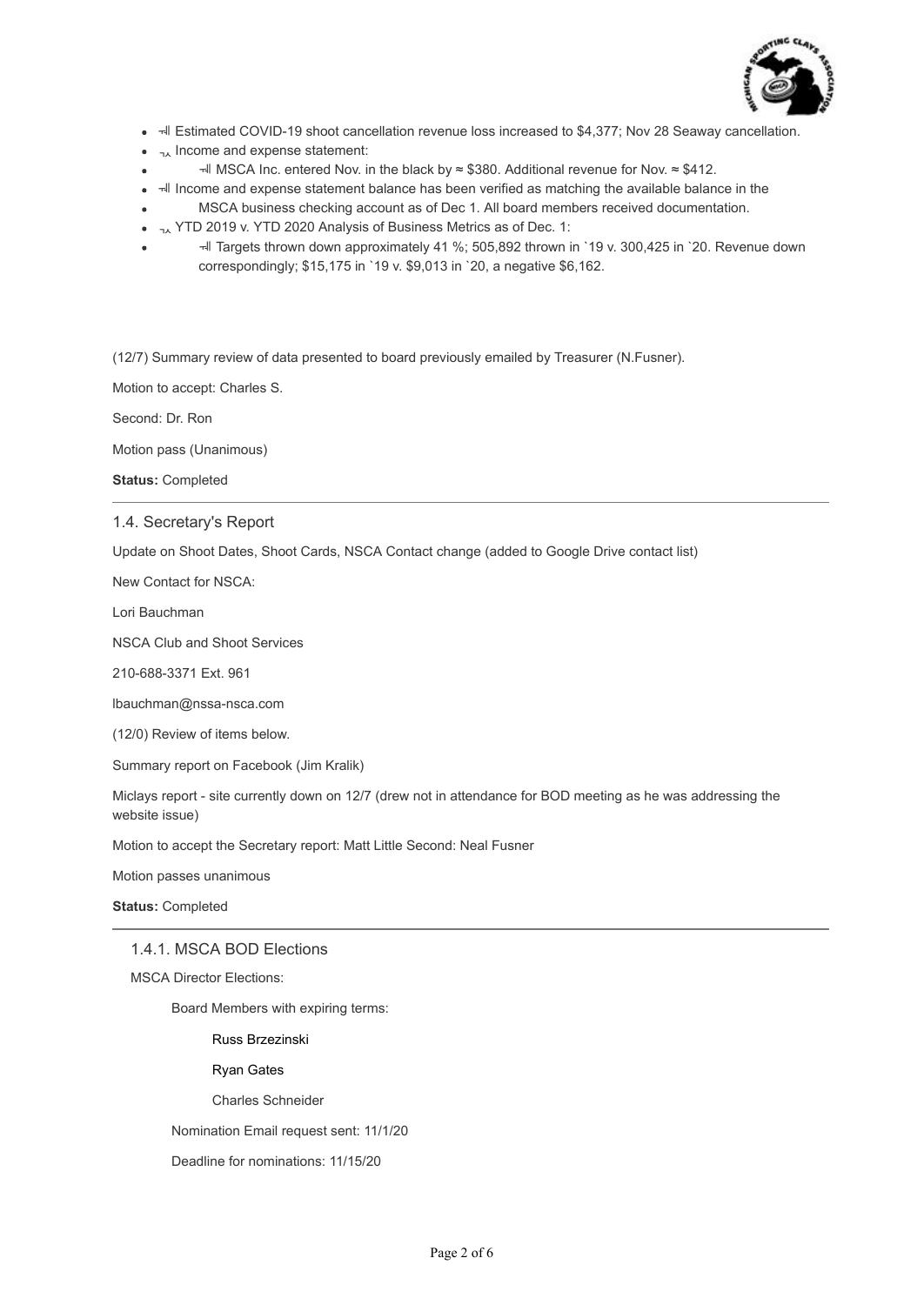- ⫤ Estimated COVID-19 shoot cancellation revenue loss increased to $4,377; Nov 28 Seaway cancellation.
- ┐⅄ Income and expense statement:
- ⫤ MSCA Inc. entered Nov. in the black by ≈ $380. Additional revenue for Nov. ≈ $412.
- ⫤ Income and expense statement balance has been verified as matching the available balance in the
- MSCA business checking account as of Dec 1. All board members received documentation.
- ┐⅄ YTD 2019 v. YTD 2020 Analysis of Business Metrics as of Dec. 1:
- ⫤ Targets thrown down approximately 41 %; 505,892 thrown in `19 v. 300,425 in `20. Revenue down correspondingly; $15,175 in `19 v. $9,013 in `20, a negative $6,162.

(12/7) Summary review of data presented to board previously emailed by Treasurer (N.Fusner).

Motion to accept: Charles S.

Second: Dr. Ron

Motion pass (Unanimous)

**Status:** Completed

---

### 1.4. Secretary's Report

Update on Shoot Dates, Shoot Cards, NSCA Contact change (added to Google Drive contact list)

New Contact for NSCA:

Lori Bauchman

NSCA Club and Shoot Services

210-688-3371 Ext. 961

lbauchman@nssa-nsca.com

(12/0) Review of items below.

Summary report on Facebook (Jim Kralik)

Miclays report - site currently down on 12/7 (drew not in attendance for BOD meeting as he was addressing the website issue)

Motion to accept the Secretary report: Matt Little Second: Neal Fusner

Motion passes unanimous

**Status:** Completed

---

#### 1.4.1. MSCA BOD Elections

MSCA Director Elections:

Board Members with expiring terms:

Russ Brzezinski

Ryan Gates

Charles Schneider

Nomination Email request sent: 11/1/20

Deadline for nominations: 11/15/20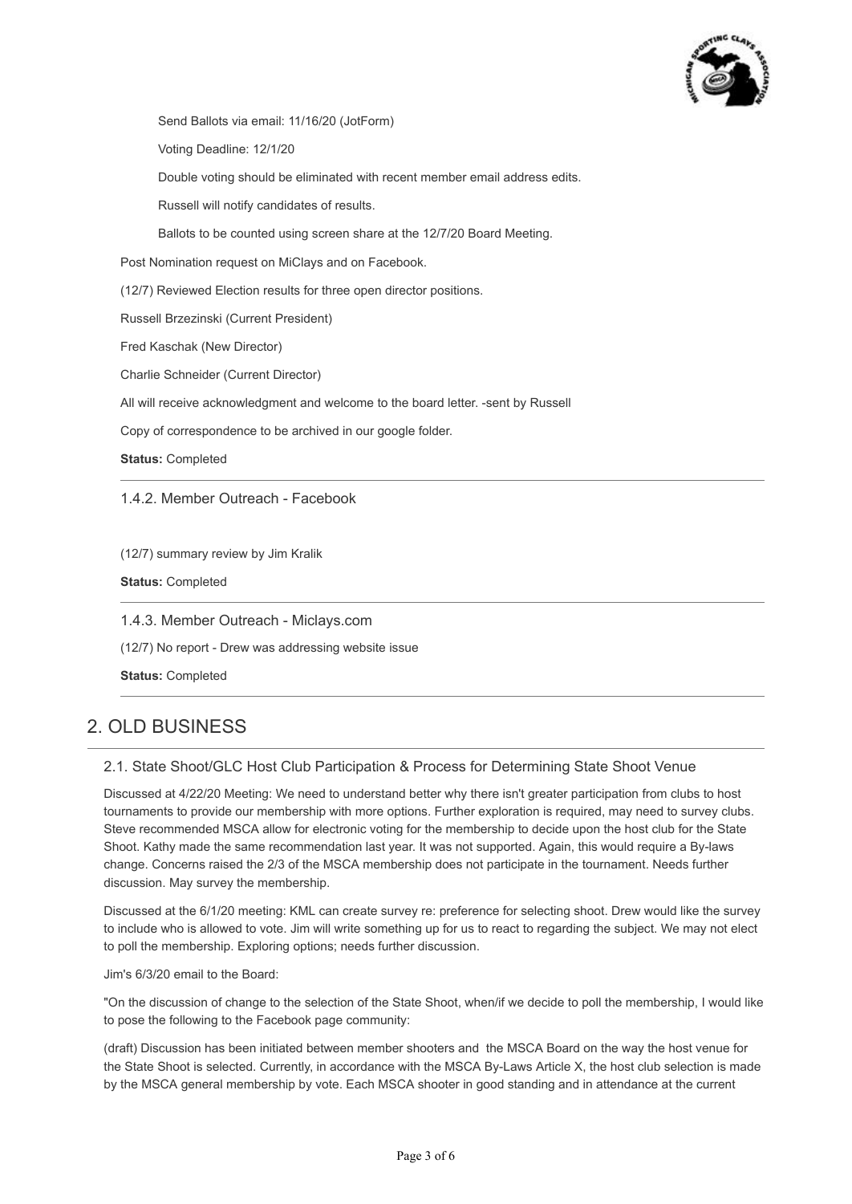Send Ballots via email: 11/16/20 (JotForm)

Voting Deadline: 12/1/20

Double voting should be eliminated with recent member email address edits.

Russell will notify candidates of results.

Ballots to be counted using screen share at the 12/7/20 Board Meeting.

Post Nomination request on MiClays and on Facebook.

(12/7) Reviewed Election results for three open director positions.

Russell Brzezinski (Current President)

Fred Kaschak (New Director)

Charlie Schneider (Current Director)

All will receive acknowledgment and welcome to the board letter. -sent by Russell

Copy of correspondence to be archived in our google folder.

**Status:** Completed

---

1.4.2. Member Outreach - Facebook

(12/7) summary review by Jim Kralik

**Status:** Completed

---

1.4.3. Member Outreach - Miclays.com

(12/7) No report - Drew was addressing website issue

**Status:** Completed

---

## 2. OLD BUSINESS

### 2.1. State Shoot/GLC Host Club Participation & Process for Determining State Shoot Venue

Discussed at 4/22/20 Meeting: We need to understand better why there isn't greater participation from clubs to host tournaments to provide our membership with more options. Further exploration is required, may need to survey clubs. Steve recommended MSCA allow for electronic voting for the membership to decide upon the host club for the State Shoot. Kathy made the same recommendation last year. It was not supported. Again, this would require a By-laws change. Concerns raised the 2/3 of the MSCA membership does not participate in the tournament. Needs further discussion. May survey the membership.

Discussed at the 6/1/20 meeting: KML can create survey re: preference for selecting shoot. Drew would like the survey to include who is allowed to vote. Jim will write something up for us to react to regarding the subject. We may not elect to poll the membership. Exploring options; needs further discussion.

Jim's 6/3/20 email to the Board:

"On the discussion of change to the selection of the State Shoot, when/if we decide to poll the membership, I would like to pose the following to the Facebook page community:

(draft) Discussion has been initiated between member shooters and the MSCA Board on the way the host venue for the State Shoot is selected. Currently, in accordance with the MSCA By-Laws Article X, the host club selection is made by the MSCA general membership by vote. Each MSCA shooter in good standing and in attendance at the current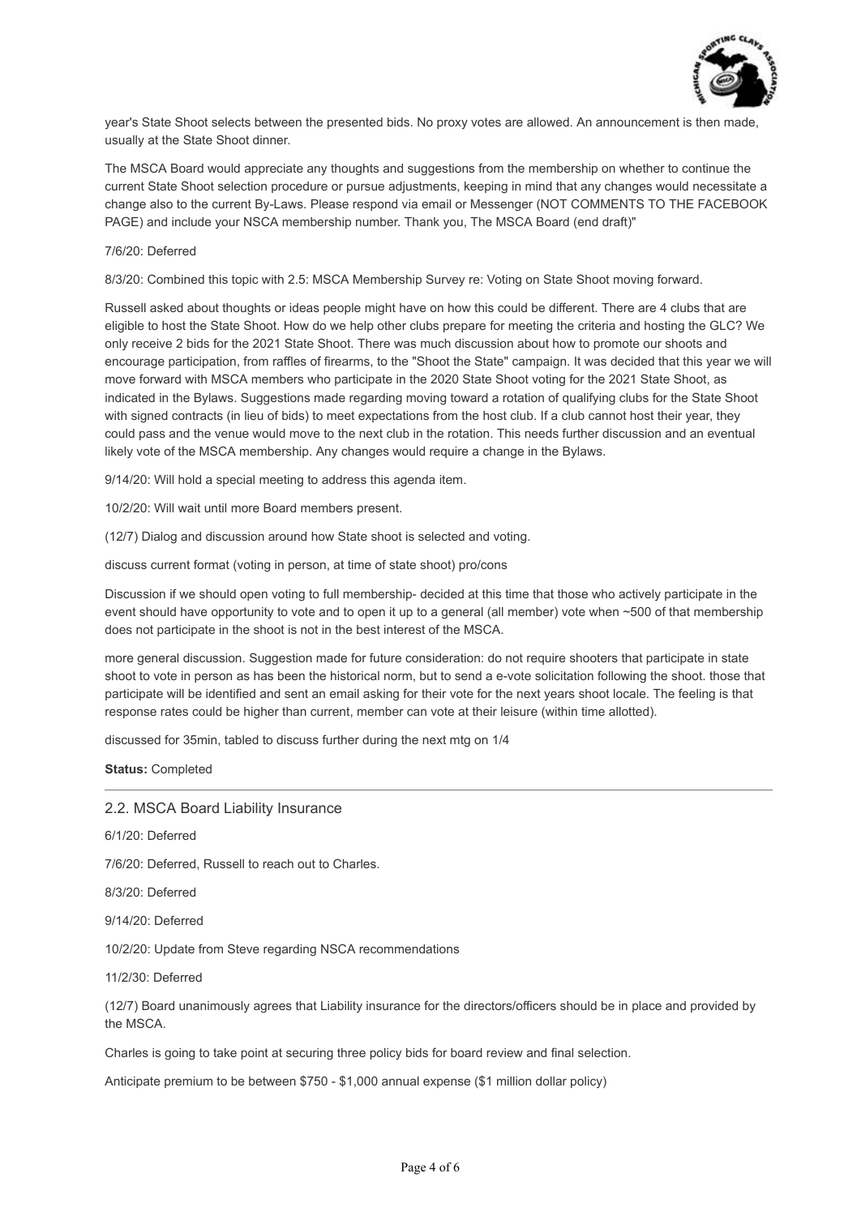year's State Shoot selects between the presented bids. No proxy votes are allowed. An announcement is then made, usually at the State Shoot dinner.

The MSCA Board would appreciate any thoughts and suggestions from the membership on whether to continue the current State Shoot selection procedure or pursue adjustments, keeping in mind that any changes would necessitate a change also to the current By-Laws. Please respond via email or Messenger (NOT COMMENTS TO THE FACEBOOK PAGE) and include your NSCA membership number. Thank you, The MSCA Board (end draft)"

7/6/20: Deferred

8/3/20: Combined this topic with 2.5: MSCA Membership Survey re: Voting on State Shoot moving forward.

Russell asked about thoughts or ideas people might have on how this could be different. There are 4 clubs that are eligible to host the State Shoot. How do we help other clubs prepare for meeting the criteria and hosting the GLC? We only receive 2 bids for the 2021 State Shoot. There was much discussion about how to promote our shoots and encourage participation, from raffles of firearms, to the "Shoot the State" campaign. It was decided that this year we will move forward with MSCA members who participate in the 2020 State Shoot voting for the 2021 State Shoot, as indicated in the Bylaws. Suggestions made regarding moving toward a rotation of qualifying clubs for the State Shoot with signed contracts (in lieu of bids) to meet expectations from the host club. If a club cannot host their year, they could pass and the venue would move to the next club in the rotation. This needs further discussion and an eventual likely vote of the MSCA membership. Any changes would require a change in the Bylaws.

9/14/20: Will hold a special meeting to address this agenda item.

10/2/20: Will wait until more Board members present.

(12/7) Dialog and discussion around how State shoot is selected and voting.

discuss current format (voting in person, at time of state shoot) pro/cons

Discussion if we should open voting to full membership- decided at this time that those who actively participate in the event should have opportunity to vote and to open it up to a general (all member) vote when ~500 of that membership does not participate in the shoot is not in the best interest of the MSCA.

more general discussion. Suggestion made for future consideration: do not require shooters that participate in state shoot to vote in person as has been the historical norm, but to send a e-vote solicitation following the shoot. those that participate will be identified and sent an email asking for their vote for the next years shoot locale. The feeling is that response rates could be higher than current, member can vote at their leisure (within time allotted).

discussed for 35min, tabled to discuss further during the next mtg on 1/4

**Status:** Completed

---

## 2.2. MSCA Board Liability Insurance

6/1/20: Deferred

7/6/20: Deferred, Russell to reach out to Charles.

8/3/20: Deferred

9/14/20: Deferred

10/2/20: Update from Steve regarding NSCA recommendations

11/2/30: Deferred

(12/7) Board unanimously agrees that Liability insurance for the directors/officers should be in place and provided by the MSCA.

Charles is going to take point at securing three policy bids for board review and final selection.

Anticipate premium to be between $750 - $1,000 annual expense ($1 million dollar policy)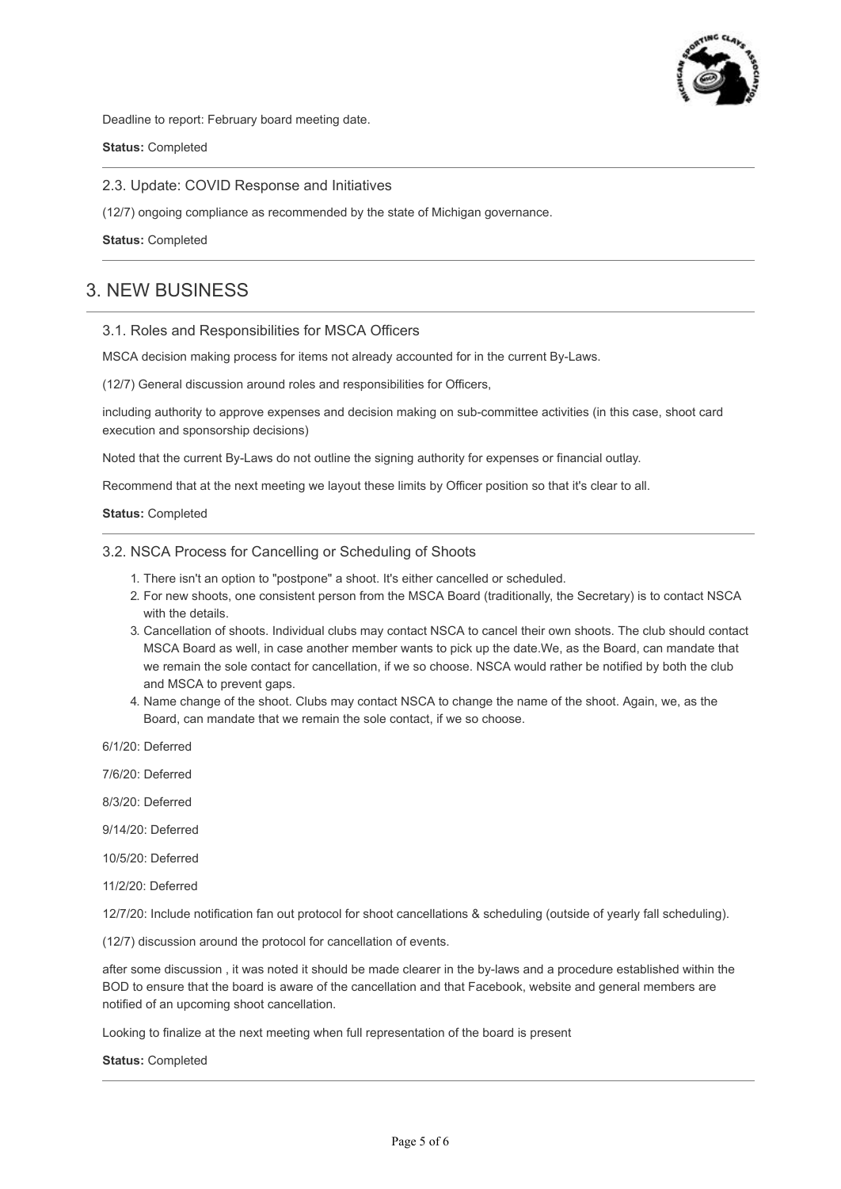Deadline to report: February board meeting date.

**Status:** Completed

---

### 2.3. Update: COVID Response and Initiatives

(12/7) ongoing compliance as recommended by the state of Michigan governance.

**Status:** Completed

---

## 3. NEW BUSINESS

### 3.1. Roles and Responsibilities for MSCA Officers

MSCA decision making process for items not already accounted for in the current By-Laws.

(12/7) General discussion around roles and responsibilities for Officers,

including authority to approve expenses and decision making on sub-committee activities (in this case, shoot card execution and sponsorship decisions)

Noted that the current By-Laws do not outline the signing authority for expenses or financial outlay.

Recommend that at the next meeting we layout these limits by Officer position so that it's clear to all.

**Status:** Completed

---

### 3.2. NSCA Process for Cancelling or Scheduling of Shoots

1. There isn't an option to "postpone" a shoot. It's either cancelled or scheduled.
2. For new shoots, one consistent person from the MSCA Board (traditionally, the Secretary) is to contact NSCA with the details.
3. Cancellation of shoots. Individual clubs may contact NSCA to cancel their own shoots. The club should contact MSCA Board as well, in case another member wants to pick up the date.We, as the Board, can mandate that we remain the sole contact for cancellation, if we so choose. NSCA would rather be notified by both the club and MSCA to prevent gaps.
4. Name change of the shoot. Clubs may contact NSCA to change the name of the shoot. Again, we, as the Board, can mandate that we remain the sole contact, if we so choose.

6/1/20: Deferred

7/6/20: Deferred

8/3/20: Deferred

9/14/20: Deferred

10/5/20: Deferred

11/2/20: Deferred

12/7/20: Include notification fan out protocol for shoot cancellations & scheduling (outside of yearly fall scheduling).

(12/7) discussion around the protocol for cancellation of events.

after some discussion , it was noted it should be made clearer in the by-laws and a procedure established within the BOD to ensure that the board is aware of the cancellation and that Facebook, website and general members are notified of an upcoming shoot cancellation.

Looking to finalize at the next meeting when full representation of the board is present

**Status:** Completed

---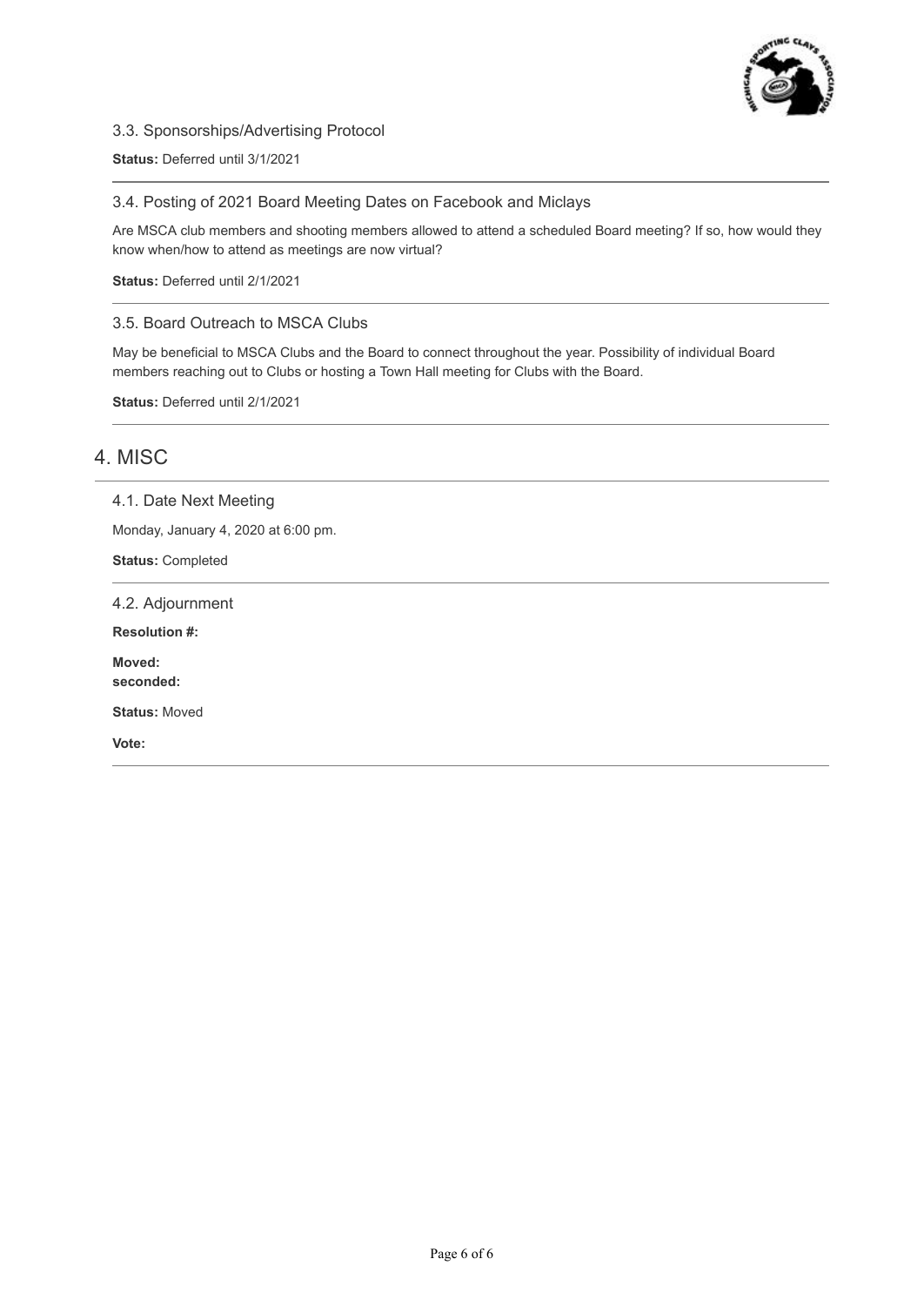### 3.3. Sponsorships/Advertising Protocol

**Status:** Deferred until 3/1/2021

### 3.4. Posting of 2021 Board Meeting Dates on Facebook and Miclays

Are MSCA club members and shooting members allowed to attend a scheduled Board meeting? If so, how would they know when/how to attend as meetings are now virtual?

**Status:** Deferred until 2/1/2021

### 3.5. Board Outreach to MSCA Clubs

May be beneficial to MSCA Clubs and the Board to connect throughout the year. Possibility of individual Board members reaching out to Clubs or hosting a Town Hall meeting for Clubs with the Board.

**Status:** Deferred until 2/1/2021

## 4. MISC

### 4.1. Date Next Meeting

Monday, January 4, 2020 at 6:00 pm.

**Status:** Completed

### 4.2. Adjournment

**Resolution #:**

**Moved:**
**seconded:**

**Status:** Moved

**Vote:**